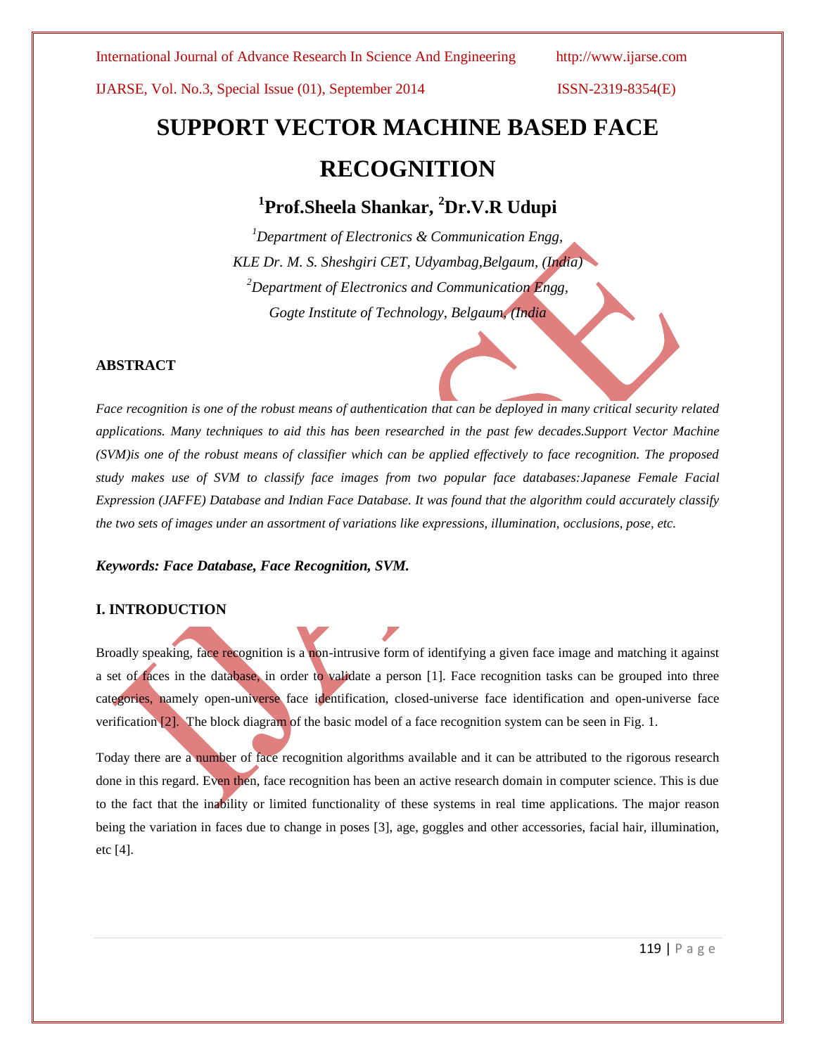# SUPPORT VECTOR MACHINE BASED FACE RECOGNITION

**[1]Prof.Sheela Shankar, [2]Dr.V.R Udupi**

*[1]Department of Electronics & Communication Engg,*
*KLE Dr. M. S. Sheshgiri CET, Udyambag,Belgaum, (India)*
*[2]Department of Electronics and Communication Engg,*
*Gogte Institute of Technology, Belgaum, (India*

## ABSTRACT

*Face recognition is one of the robust means of authentication that can be deployed in many critical security related applications. Many techniques to aid this has been researched in the past few decades.Support Vector Machine (SVM)is one of the robust means of classifier which can be applied effectively to face recognition. The proposed study makes use of SVM to classify face images from two popular face databases:Japanese Female Facial Expression (JAFFE) Database and Indian Face Database. It was found that the algorithm could accurately classify the two sets of images under an assortment of variations like expressions, illumination, occlusions, pose, etc.*

***Keywords: Face Database, Face Recognition, SVM.***

## I. INTRODUCTION

Broadly speaking, face recognition is a non-intrusive form of identifying a given face image and matching it against a set of faces in the database, in order to validate a person [1]. Face recognition tasks can be grouped into three categories, namely open-universe face identification, closed-universe face identification and open-universe face verification [2]. The block diagram of the basic model of a face recognition system can be seen in Fig. 1.

Today there are a number of face recognition algorithms available and it can be attributed to the rigorous research done in this regard. Even then, face recognition has been an active research domain in computer science. This is due to the fact that the inability or limited functionality of these systems in real time applications. The major reason being the variation in faces due to change in poses [3], age, goggles and other accessories, facial hair, illumination, etc [4].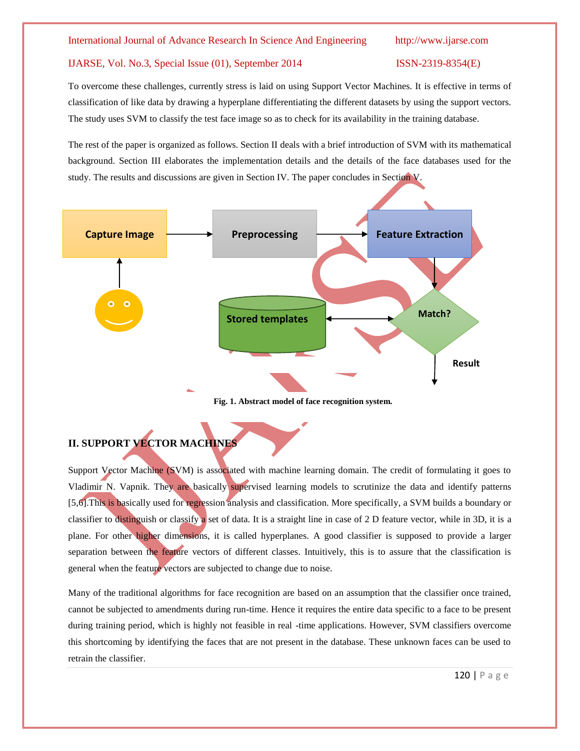To overcome these challenges, currently stress is laid on using Support Vector Machines. It is effective in terms of classification of like data by drawing a hyperplane differentiating the different datasets by using the support vectors. The study uses SVM to classify the test face image so as to check for its availability in the training database.

The rest of the paper is organized as follows. Section II deals with a brief introduction of SVM with its mathematical background. Section III elaborates the implementation details and the details of the face databases used for the study. The results and discussions are given in Section IV. The paper concludes in Section V.

**Fig. 1. Abstract model of face recognition system.**

## II. SUPPORT VECTOR MACHINES

Support Vector Machine (SVM) is associated with machine learning domain. The credit of formulating it goes to Vladimir N. Vapnik. They are basically supervised learning models to scrutinize the data and identify patterns [5,6].This is basically used for regression analysis and classification. More specifically, a SVM builds a boundary or classifier to distinguish or classify a set of data. It is a straight line in case of 2 D feature vector, while in 3D, it is a plane. For other higher dimensions, it is called hyperplanes. A good classifier is supposed to provide a larger separation between the feature vectors of different classes. Intuitively, this is to assure that the classification is general when the feature vectors are subjected to change due to noise.

Many of the traditional algorithms for face recognition are based on an assumption that the classifier once trained, cannot be subjected to amendments during run-time. Hence it requires the entire data specific to a face to be present during training period, which is highly not feasible in real -time applications. However, SVM classifiers overcome this shortcoming by identifying the faces that are not present in the database. These unknown faces can be used to retrain the classifier.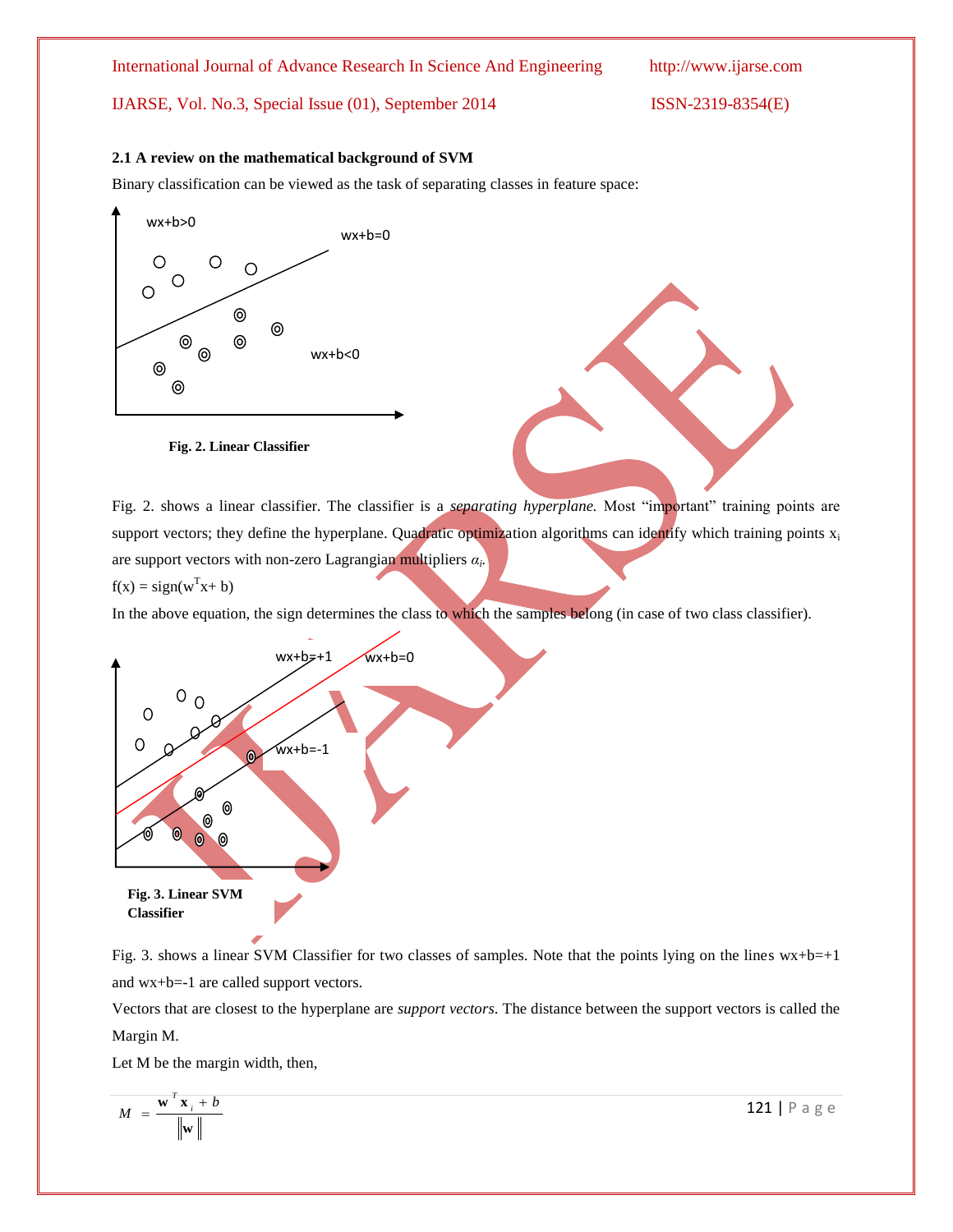### 2.1 A review on the mathematical background of SVM

Binary classification can be viewed as the task of separating classes in feature space:

Fig. 2. Linear Classifier

Fig. 2. shows a linear classifier. The classifier is a *separating hyperplane.* Most "important" training points are support vectors; they define the hyperplane. Quadratic optimization algorithms can identify which training points $x_i$ are support vectors with non-zero Lagrangian multipliers $\alpha_i$.

$$f(x) = \text{sign}(w^T x + b)$$

In the above equation, the sign determines the class to which the samples belong (in case of two class classifier).

Fig. 3. Linear SVM Classifier

Fig. 3. shows a linear SVM Classifier for two classes of samples. Note that the points lying on the lines wx+b=+1 and wx+b=-1 are called support vectors.

Vectors that are closest to the hyperplane are *support vectors*. The distance between the support vectors is called the Margin M.

Let M be the margin width, then,

$$M = \frac{\mathbf{w}^T \mathbf{x}_i + b}{\|\mathbf{w}\|}$$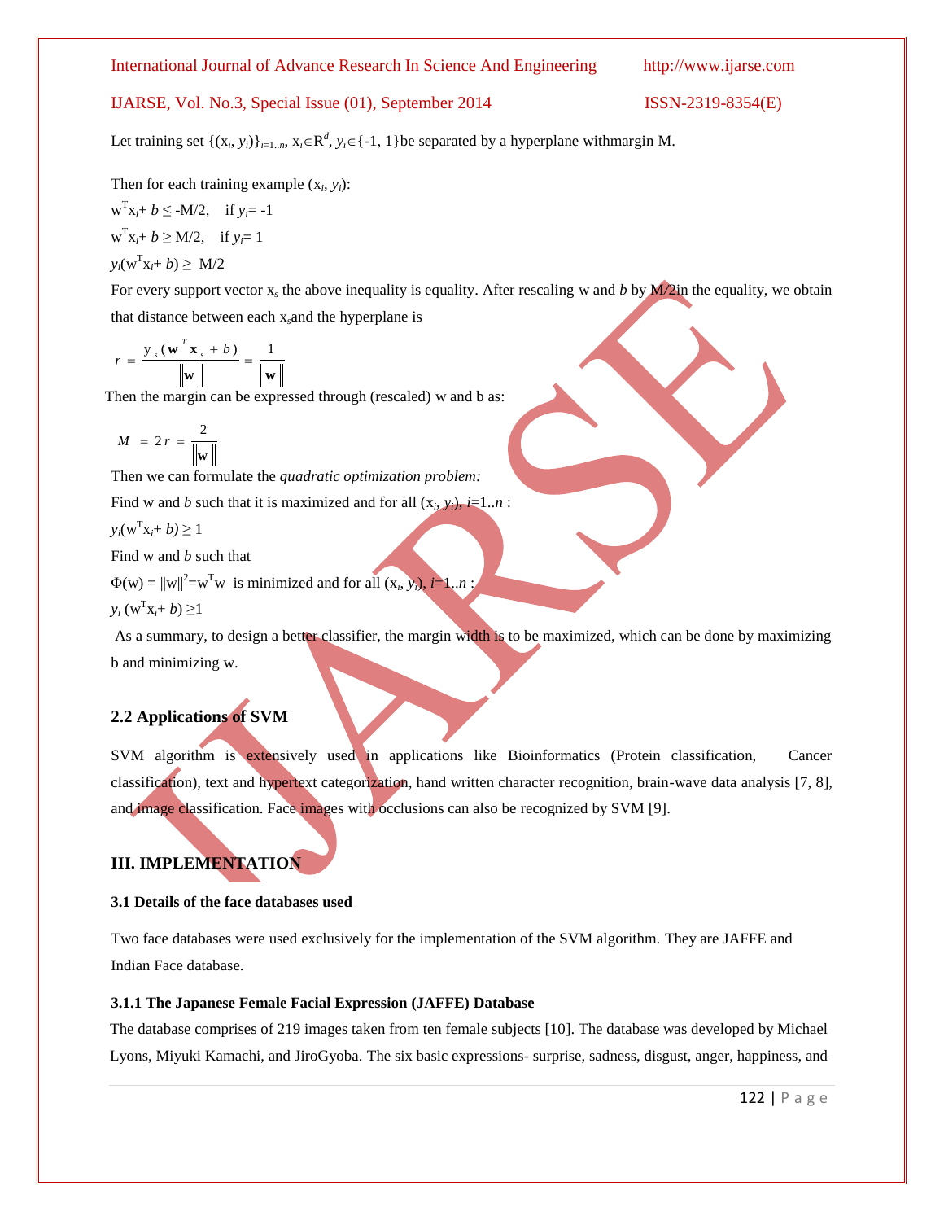Let training set $\{(x_i, y_i)\}_{i=1..n}$, $x_i \in R^d$, $y_i \in \{-1, 1\}$be separated by a hyperplane withmargin M.

Then for each training example $(x_i, y_i)$:

$w^T x_i + b \leq -M/2$, if $y_i = -1$

$w^T x_i + b \geq M/2$, if $y_i = 1$

$y_i(w^T x_i + b) \geq M/2$

For every support vector $x_s$ the above inequality is equality. After rescaling w and $b$ by M/2in the equality, we obtain that distance between each $x_s$and the hyperplane is

$$r = \frac{y_s(\mathbf{w}^T \mathbf{x}_s + b)}{\|\mathbf{w}\|} = \frac{1}{\|\mathbf{w}\|}$$

Then the margin can be expressed through (rescaled) w and b as:

$$M = 2r = \frac{2}{\|\mathbf{w}\|}$$

Then we can formulate the *quadratic optimization problem:*

Find w and $b$ such that it is maximized and for all $(x_i, y_i)$, $i=1..n$ :

$y_i(w^T x_i + b) \geq 1$

Find w and $b$ such that

$\Phi(w) = \|w\|^2 = w^T w$ is minimized and for all $(x_i, y_i)$, $i=1..n$ :

$y_i (w^T x_i + b) \geq 1$

As a summary, to design a better classifier, the margin width is to be maximized, which can be done by maximizing b and minimizing w.

## 2.2 Applications of SVM

SVM algorithm is extensively used in applications like Bioinformatics (Protein classification, Cancer classification), text and hypertext categorization, hand written character recognition, brain-wave data analysis [7, 8], and image classification. Face images with occlusions can also be recognized by SVM [9].

# III. IMPLEMENTATION

### 3.1 Details of the face databases used

Two face databases were used exclusively for the implementation of the SVM algorithm. They are JAFFE and Indian Face database.

#### 3.1.1 The Japanese Female Facial Expression (JAFFE) Database

The database comprises of 219 images taken from ten female subjects [10]. The database was developed by Michael Lyons, Miyuki Kamachi, and JiroGyoba. The six basic expressions- surprise, sadness, disgust, anger, happiness, and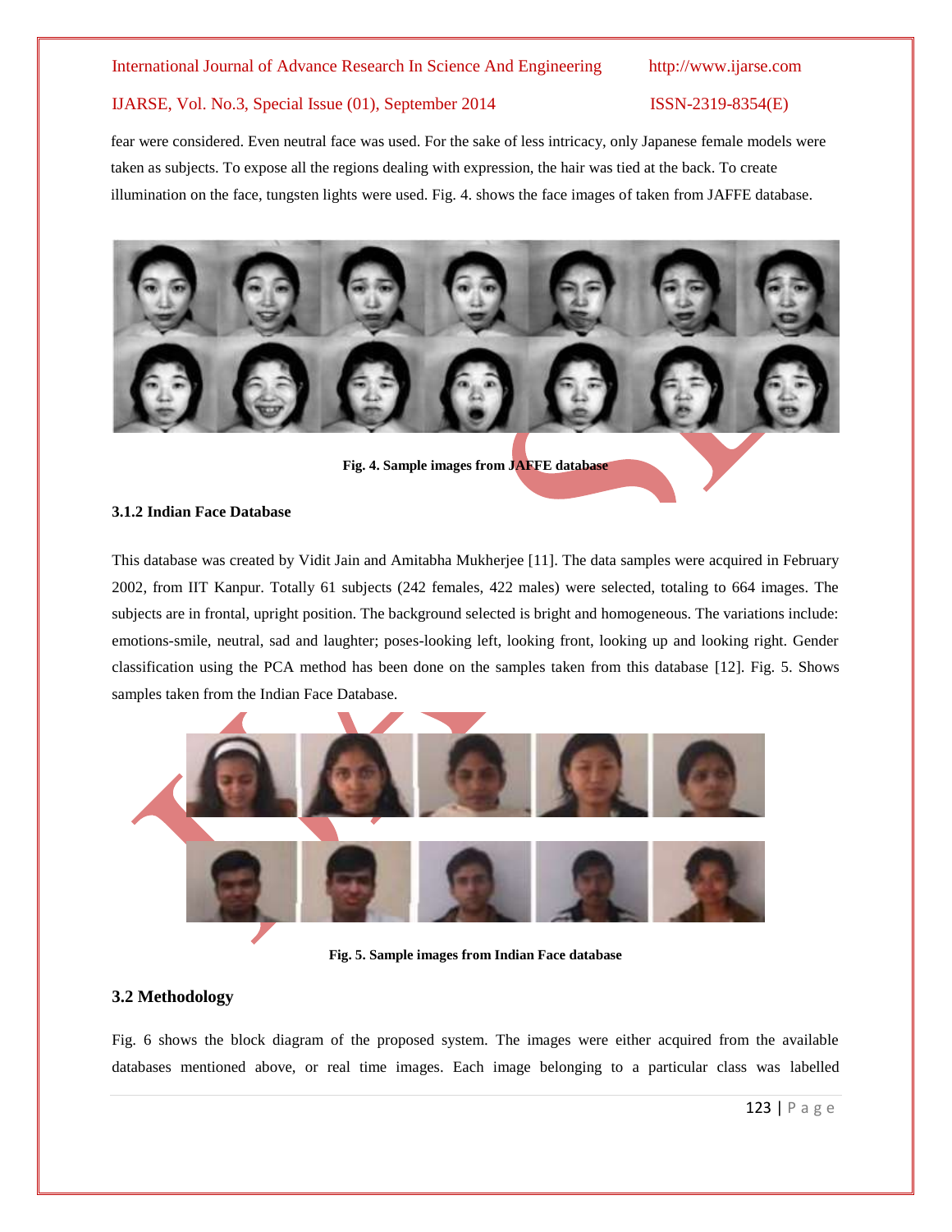fear were considered. Even neutral face was used. For the sake of less intricacy, only Japanese female models were taken as subjects. To expose all the regions dealing with expression, the hair was tied at the back. To create illumination on the face, tungsten lights were used. Fig. 4. shows the face images of taken from JAFFE database.

**Fig. 4. Sample images from JAFFE database**

### 3.1.2 Indian Face Database

This database was created by Vidit Jain and Amitabha Mukherjee [11]. The data samples were acquired in February 2002, from IIT Kanpur. Totally 61 subjects (242 females, 422 males) were selected, totaling to 664 images. The subjects are in frontal, upright position. The background selected is bright and homogeneous. The variations include: emotions-smile, neutral, sad and laughter; poses-looking left, looking front, looking up and looking right. Gender classification using the PCA method has been done on the samples taken from this database [12]. Fig. 5. Shows samples taken from the Indian Face Database.

**Fig. 5. Sample images from Indian Face database**

## 3.2 Methodology

Fig. 6 shows the block diagram of the proposed system. The images were either acquired from the available databases mentioned above, or real time images. Each image belonging to a particular class was labelled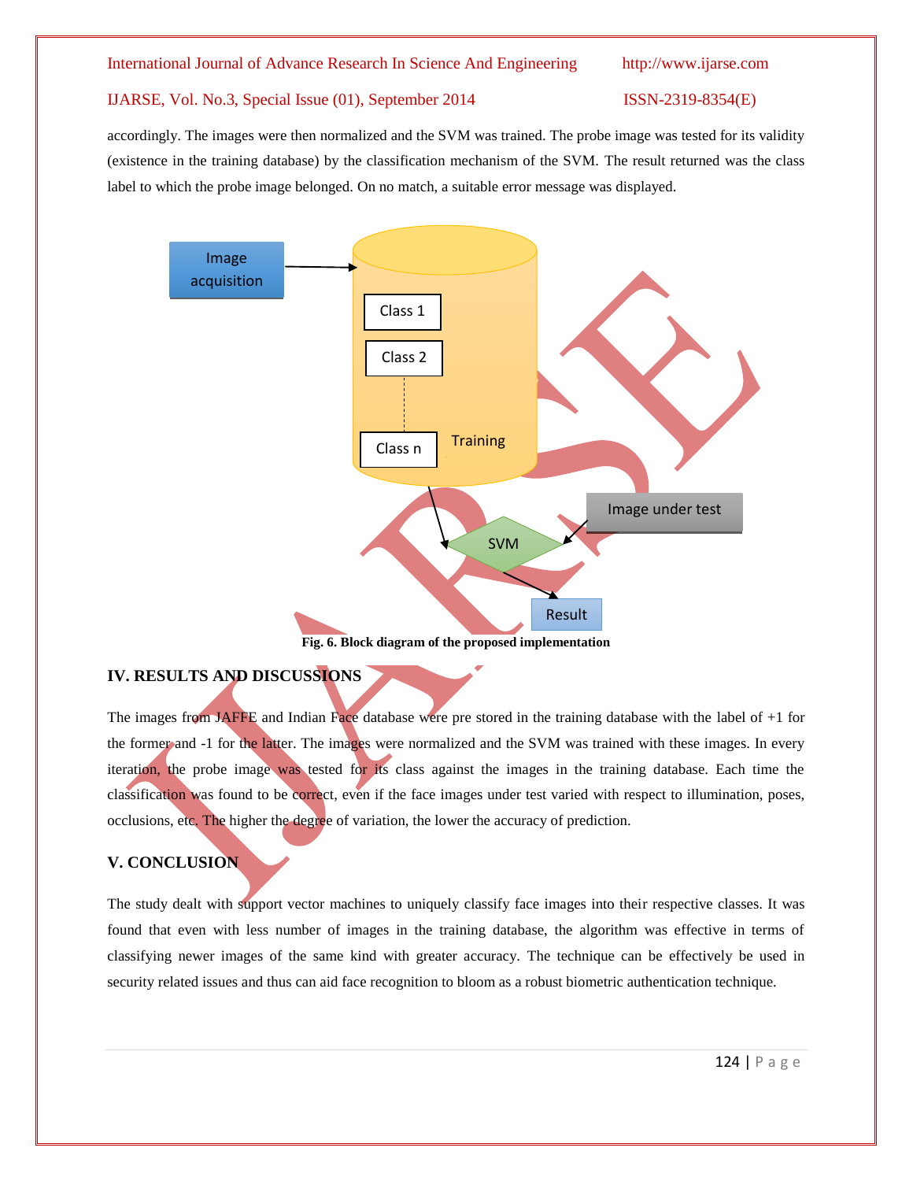accordingly. The images were then normalized and the SVM was trained. The probe image was tested for its validity (existence in the training database) by the classification mechanism of the SVM. The result returned was the class label to which the probe image belonged. On no match, a suitable error message was displayed.

**Fig. 6. Block diagram of the proposed implementation**

## IV. RESULTS AND DISCUSSIONS

The images from JAFFE and Indian Face database were pre stored in the training database with the label of +1 for the former and -1 for the latter. The images were normalized and the SVM was trained with these images. In every iteration, the probe image was tested for its class against the images in the training database. Each time the classification was found to be correct, even if the face images under test varied with respect to illumination, poses, occlusions, etc. The higher the degree of variation, the lower the accuracy of prediction.

## V. CONCLUSION

The study dealt with support vector machines to uniquely classify face images into their respective classes. It was found that even with less number of images in the training database, the algorithm was effective in terms of classifying newer images of the same kind with greater accuracy. The technique can be effectively be used in security related issues and thus can aid face recognition to bloom as a robust biometric authentication technique.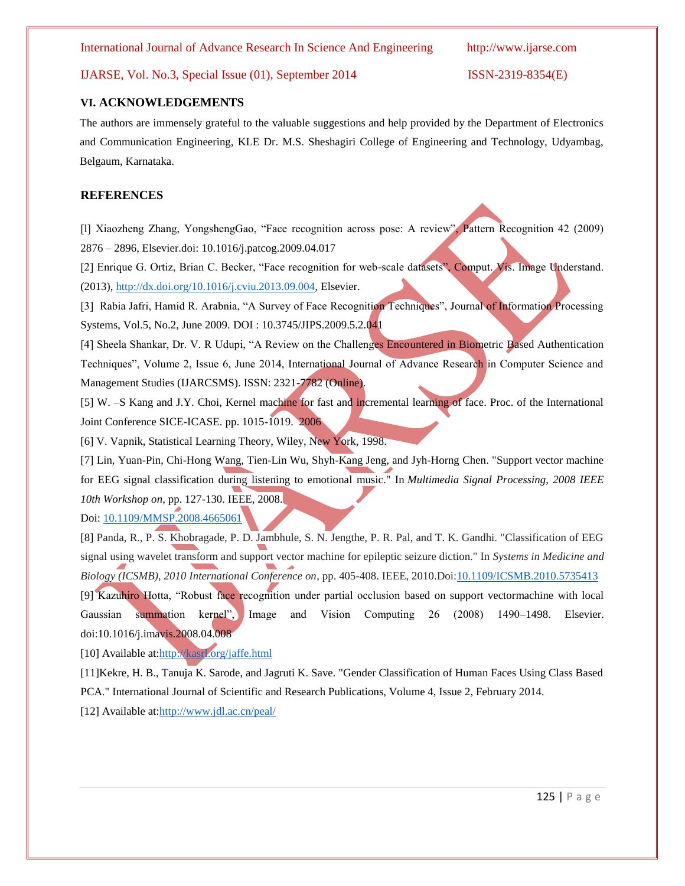## VI. ACKNOWLEDGEMENTS

The authors are immensely grateful to the valuable suggestions and help provided by the Department of Electronics and Communication Engineering, KLE Dr. M.S. Sheshagiri College of Engineering and Technology, Udyambag, Belgaum, Karnataka.

## REFERENCES

[l] Xiaozheng Zhang, YongshengGao, "Face recognition across pose: A review", Pattern Recognition 42 (2009) 2876 – 2896, Elsevier.doi: 10.1016/j.patcog.2009.04.017

[2] Enrique G. Ortiz, Brian C. Becker, "Face recognition for web-scale datasets", Comput. Vis. Image Understand. (2013), http://dx.doi.org/10.1016/j.cviu.2013.09.004, Elsevier.

[3] Rabia Jafri, Hamid R. Arabnia, "A Survey of Face Recognition Techniques", Journal of Information Processing Systems, Vol.5, No.2, June 2009. DOI : 10.3745/JIPS.2009.5.2.041

[4] Sheela Shankar, Dr. V. R Udupi, "A Review on the Challenges Encountered in Biometric Based Authentication Techniques", Volume 2, Issue 6, June 2014, International Journal of Advance Research in Computer Science and Management Studies (IJARCSMS). ISSN: 2321-7782 (Online).

[5] W. –S Kang and J.Y. Choi, Kernel machine for fast and incremental learning of face. Proc. of the International Joint Conference SICE-ICASE. pp. 1015-1019. 2006

[6] V. Vapnik, Statistical Learning Theory, Wiley, New York, 1998.

[7] Lin, Yuan-Pin, Chi-Hong Wang, Tien-Lin Wu, Shyh-Kang Jeng, and Jyh-Horng Chen. "Support vector machine for EEG signal classification during listening to emotional music." In *Multimedia Signal Processing, 2008 IEEE 10th Workshop on*, pp. 127-130. IEEE, 2008.
Doi: 10.1109/MMSP.2008.4665061

[8] Panda, R., P. S. Khobragade, P. D. Jambhule, S. N. Jengthe, P. R. Pal, and T. K. Gandhi. "Classification of EEG signal using wavelet transform and support vector machine for epileptic seizure diction." In *Systems in Medicine and Biology (ICSMB), 2010 International Conference on*, pp. 405-408. IEEE, 2010.Doi:10.1109/ICSMB.2010.5735413

[9] Kazuhiro Hotta, "Robust face recognition under partial occlusion based on support vectormachine with local Gaussian summation kernel", Image and Vision Computing 26 (2008) 1490–1498. Elsevier. doi:10.1016/j.imavis.2008.04.008

[10] Available at:http://kasrl.org/jaffe.html

[11]Kekre, H. B., Tanuja K. Sarode, and Jagruti K. Save. "Gender Classification of Human Faces Using Class Based PCA." International Journal of Scientific and Research Publications, Volume 4, Issue 2, February 2014.

[12] Available at:http://www.jdl.ac.cn/peal/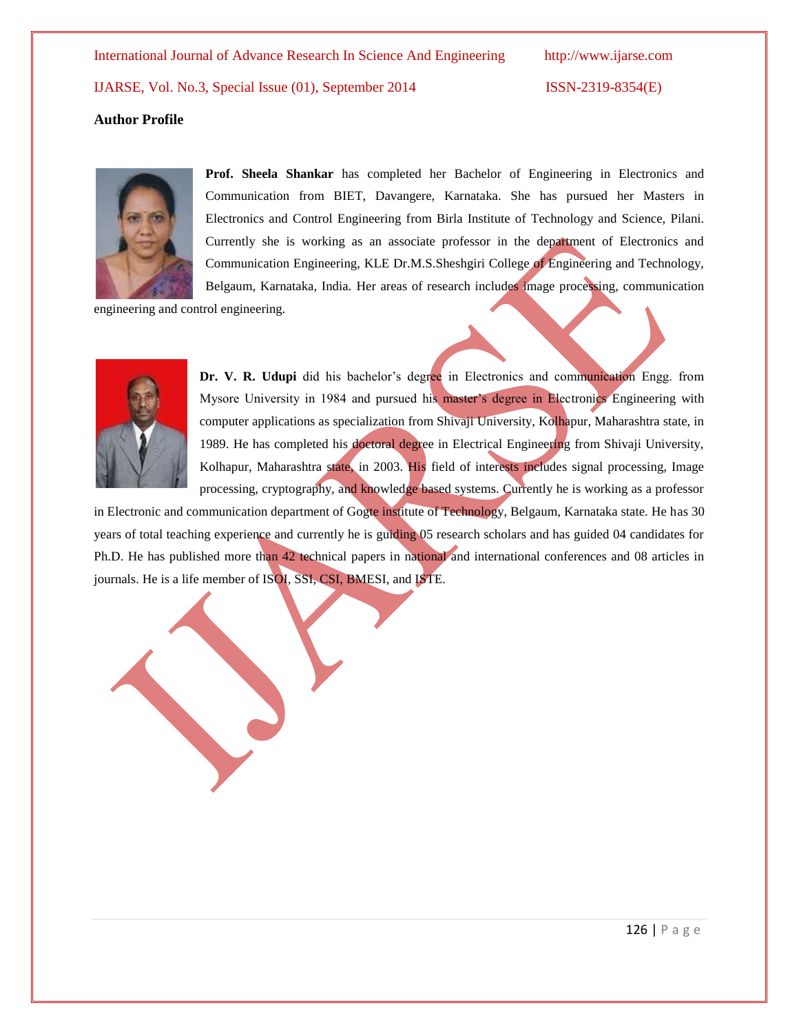**Author Profile**

**Prof. Sheela Shankar** has completed her Bachelor of Engineering in Electronics and Communication from BIET, Davangere, Karnataka. She has pursued her Masters in Electronics and Control Engineering from Birla Institute of Technology and Science, Pilani. Currently she is working as an associate professor in the department of Electronics and Communication Engineering, KLE Dr.M.S.Sheshgiri College of Engineering and Technology, Belgaum, Karnataka, India. Her areas of research includes image processing, communication engineering and control engineering.

**Dr. V. R. Udupi** did his bachelor's degree in Electronics and communication Engg. from Mysore University in 1984 and pursued his master's degree in Electronics Engineering with computer applications as specialization from Shivaji University, Kolhapur, Maharashtra state, in 1989. He has completed his doctoral degree in Electrical Engineering from Shivaji University, Kolhapur, Maharashtra state, in 2003. His field of interests includes signal processing, Image processing, cryptography, and knowledge based systems. Currently he is working as a professor in Electronic and communication department of Gogte institute of Technology, Belgaum, Karnataka state. He has 30 years of total teaching experience and currently he is guiding 05 research scholars and has guided 04 candidates for Ph.D. He has published more than 42 technical papers in national and international conferences and 08 articles in journals. He is a life member of ISOI, SSI, CSI, BMESI, and ISTE.